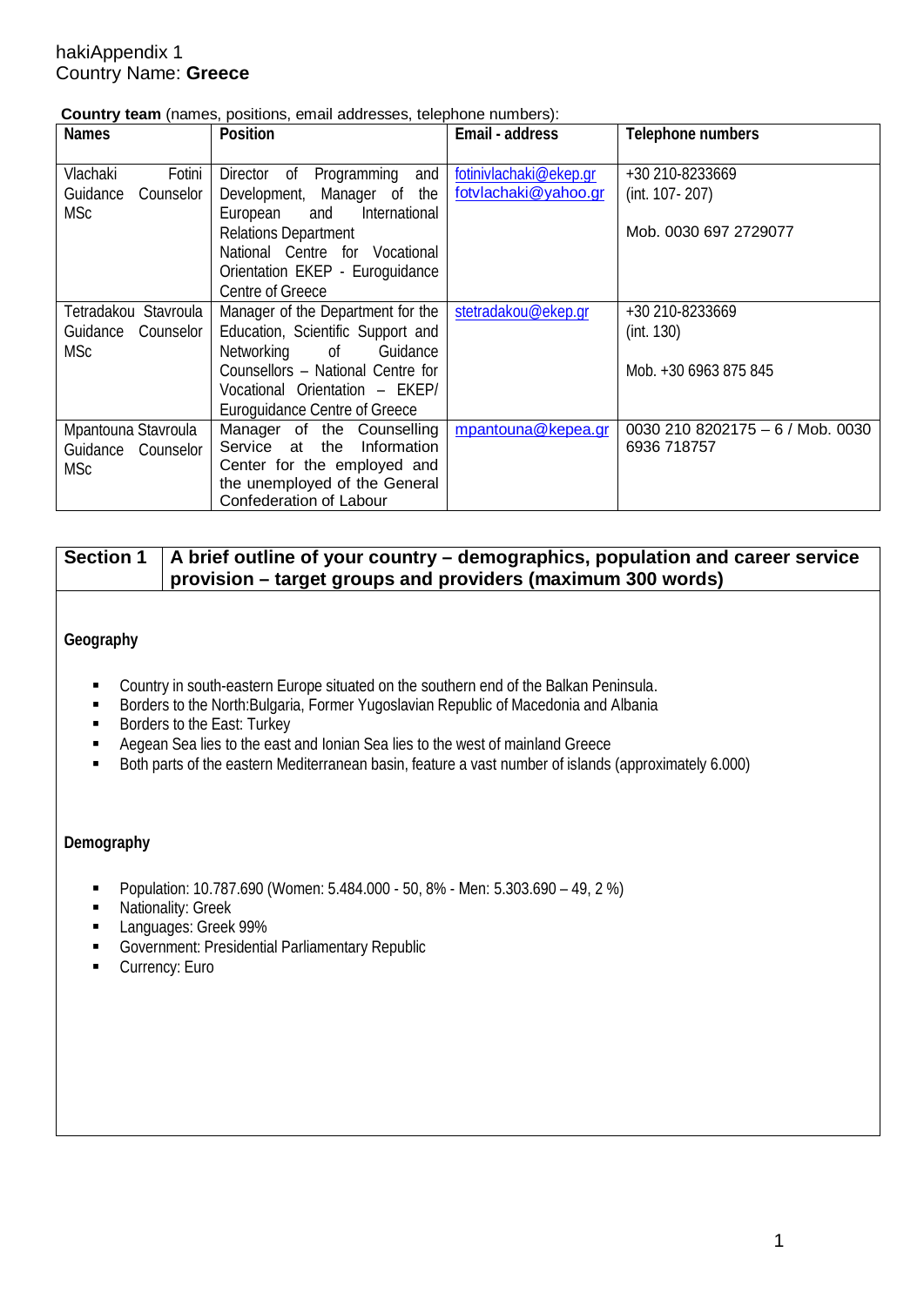hakiAppendix 1
Country Name: **Greece**

**Country team** (names, positions, email addresses, telephone numbers):

| Names | Position | Email - address | Telephone numbers |
|---|---|---|---|
| Vlachaki Fotini Guidance Counselor MSc | Director of Programming and Development, Manager of the European and International Relations Department National Centre for Vocational Orientation EKEP - Euroguidance Centre of Greece | fotinivlachaki@ekep.gr fotvlachaki@yahoo.gr | +30 210-8233669 (int. 107- 207) Mob. 0030 697 2729077 |
| Tetradakou Stavroula Guidance Counselor MSc | Manager of the Department for the Education, Scientific Support and Networking of Guidance Counsellors – National Centre for Vocational Orientation – EKEP/ Euroguidance Centre of Greece | stetradakou@ekep.gr | +30 210-8233669 (int. 130) Mob. +30 6963 875 845 |
| Mpantouna Stavroula Guidance Counselor MSc | Manager of the Counselling Service at the Information Center for the employed and the unemployed of the General Confederation of Labour | mpantouna@kepea.gr | 0030 210 8202175 – 6 / Mob. 0030 6936 718757 |

| Section 1 | A brief outline of your country – demographics, population and career service provision – target groups and providers (maximum 300 words) |
|---|---|

**Geography**

- Country in south-eastern Europe situated on the southern end of the Balkan Peninsula.
- Borders to the North:Bulgaria, Former Yugoslavian Republic of Macedonia and Albania
- Borders to the East: Turkey
- Aegean Sea lies to the east and Ionian Sea lies to the west of mainland Greece
- Both parts of the eastern Mediterranean basin, feature a vast number of islands (approximately 6.000)

**Demography**

- Population: 10.787.690 (Women: 5.484.000 - 50, 8% - Men: 5.303.690 – 49, 2 %)
- Nationality: Greek
- Languages: Greek 99%
- Government: Presidential Parliamentary Republic
- Currency: Euro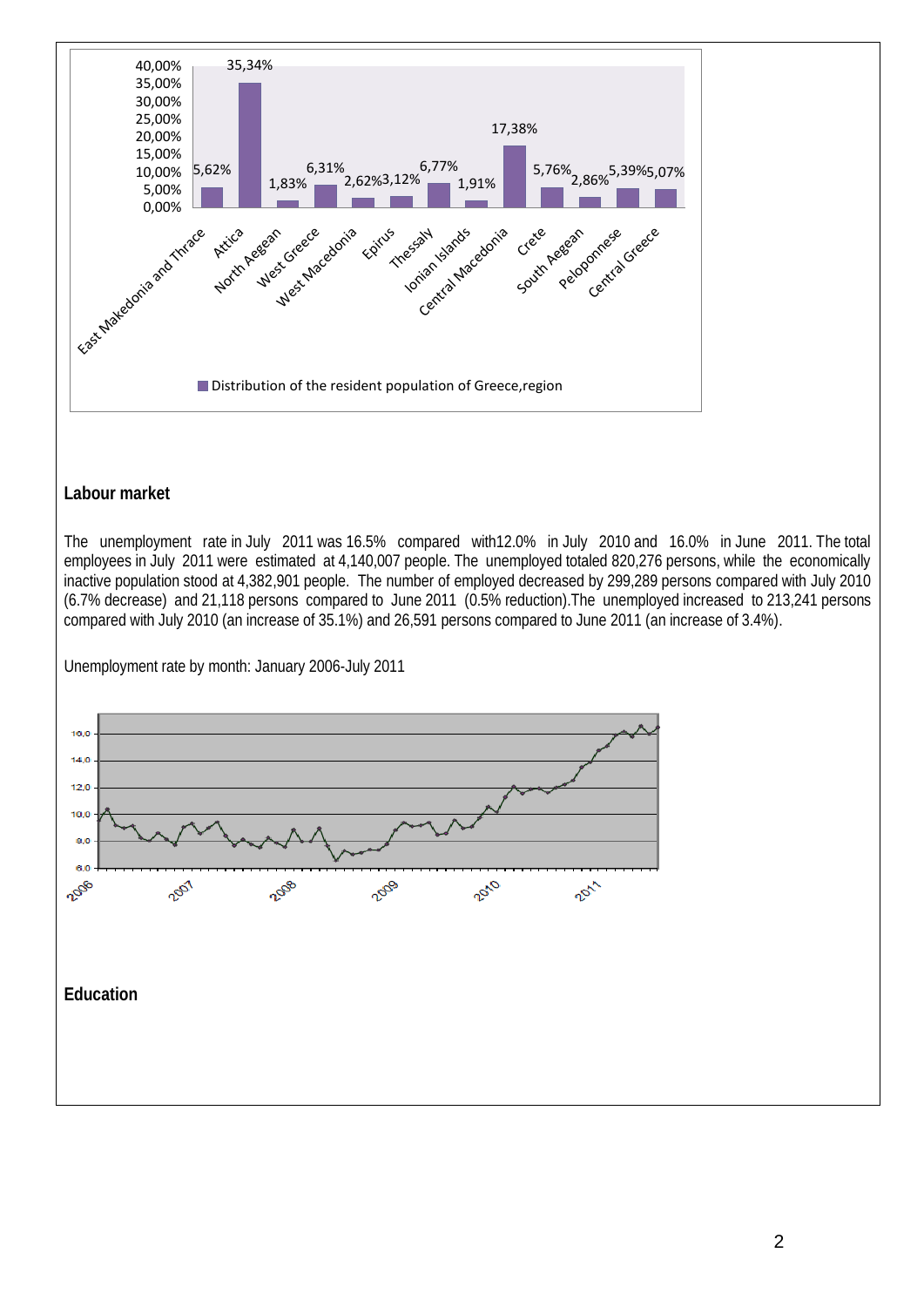| Region | Distribution of the resident population of Greece, region |
|---|---|
| East Makedonia and Thrace | 5,62% |
| Attica | 35,34% |
| North Aegean | 1,83% |
| West Greece | 6,31% |
| West Macedonia | 2,62% |
| Epirus | 3,12% |
| Thessaly | 6,77% |
| Ionian Islands | 1,91% |
| Central Macedonia | 17,38% |
| Crete | 5,76% |
| South Aegean | 2,86% |
| Peloponnese | 5,39% |
| Central Greece | 5,07% |

## Labour market

The unemployment rate in July 2011 was 16.5% compared with12.0% in July 2010 and 16.0% in June 2011. The total employees in July 2011 were estimated at 4,140,007 people. The unemployed totaled 820,276 persons, while the economically inactive population stood at 4,382,901 people. The number of employed decreased by 299,289 persons compared with July 2010 (6.7% decrease) and 21,118 persons compared to June 2011 (0.5% reduction).The unemployed increased to 213,241 persons compared with July 2010 (an increase of 35.1%) and 26,591 persons compared to June 2011 (an increase of 3.4%).

Unemployment rate by month: January 2006-July 2011

## Education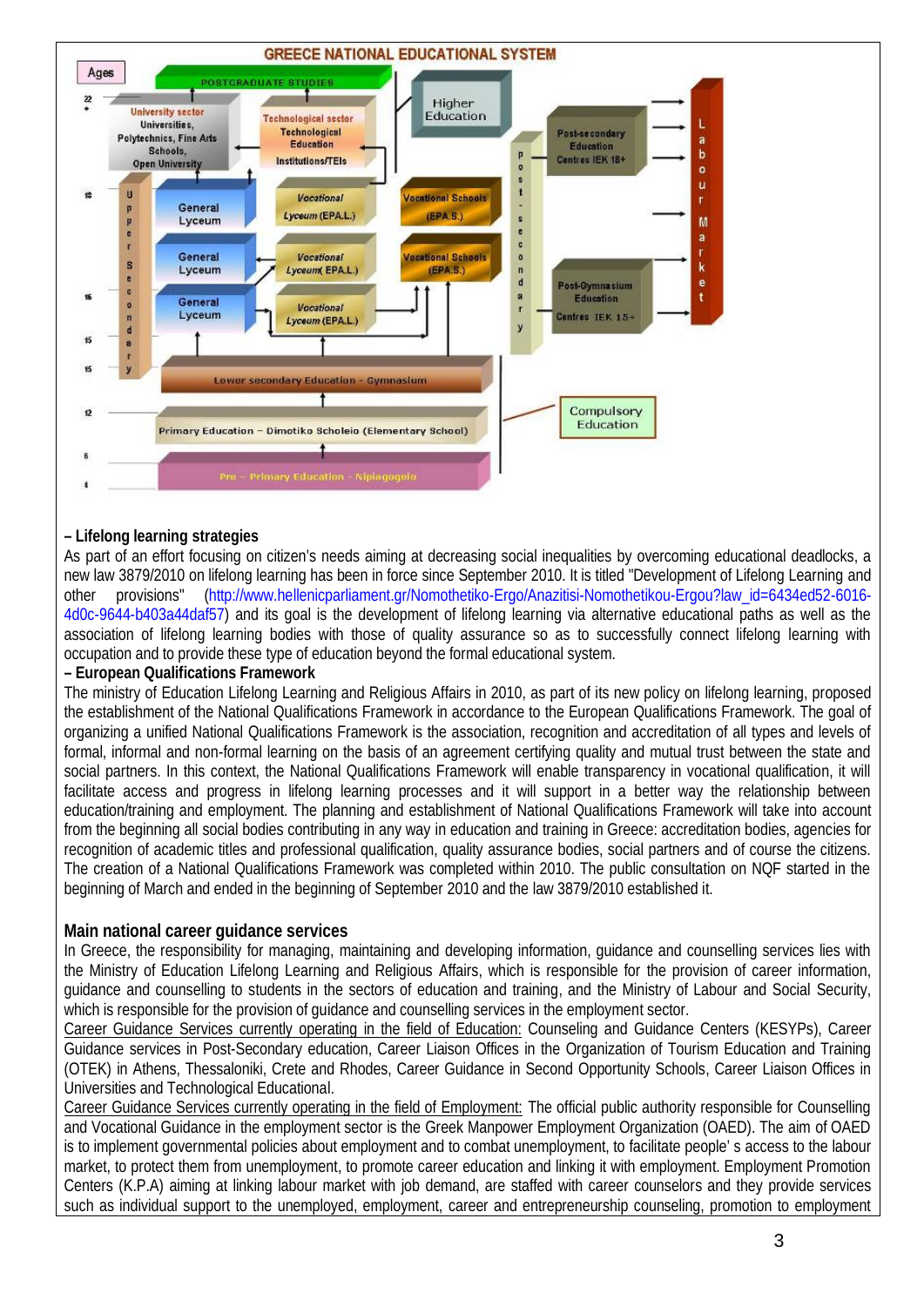**GREECE NATIONAL EDUCATIONAL SYSTEM**

Ages

POSTGRADUATE STUDIES

University sector Universities, Polytechnics, Fine Arts Schools, Open University

Technological sector Technological Education Institutions/TEIs

Higher Education

Post-secondary Education Centres IEK 18+

General Lyceum

Vocational Lyceum (EPA.L.)

Vocational Schools (EPA.S.)

Upper Secondary

Post-secondary

Post-Gymnasium Education Centres IEK 15+

Labour Market

Lower secondary Education - Gymnasium

Primary Education – Dimotiko Scholeio (Elementary School)

Compulsory Education

Pre – Primary Education - Nipiagogeio

**– Lifelong learning strategies**

As part of an effort focusing on citizen's needs aiming at decreasing social inequalities by overcoming educational deadlocks, a new law 3879/2010 on lifelong learning has been in force since September 2010. It is titled "Development of Lifelong Learning and other provisions" (http://www.hellenicparliament.gr/Nomothetiko-Ergo/Anazitisi-Nomothetikou-Ergou?law_id=6434ed52-6016-4d0c-9644-b403a44daf57) and its goal is the development of lifelong learning via alternative educational paths as well as the association of lifelong learning bodies with those of quality assurance so as to successfully connect lifelong learning with occupation and to provide these type of education beyond the formal educational system.

**– European Qualifications Framework**

The ministry of Education Lifelong Learning and Religious Affairs in 2010, as part of its new policy on lifelong learning, proposed the establishment of the National Qualifications Framework in accordance to the European Qualifications Framework. The goal of organizing a unified National Qualifications Framework is the association, recognition and accreditation of all types and levels of formal, informal and non-formal learning on the basis of an agreement certifying quality and mutual trust between the state and social partners. In this context, the National Qualifications Framework will enable transparency in vocational qualification, it will facilitate access and progress in lifelong learning processes and it will support in a better way the relationship between education/training and employment. The planning and establishment of National Qualifications Framework will take into account from the beginning all social bodies contributing in any way in education and training in Greece: accreditation bodies, agencies for recognition of academic titles and professional qualification, quality assurance bodies, social partners and of course the citizens. The creation of a National Qualifications Framework was completed within 2010. The public consultation on NQF started in the beginning of March and ended in the beginning of September 2010 and the law 3879/2010 established it.

## Main national career guidance services

In Greece, the responsibility for managing, maintaining and developing information, guidance and counselling services lies with the Ministry of Education Lifelong Learning and Religious Affairs, which is responsible for the provision of career information, guidance and counselling to students in the sectors of education and training, and the Ministry of Labour and Social Security, which is responsible for the provision of guidance and counselling services in the employment sector.

Career Guidance Services currently operating in the field of Education: Counseling and Guidance Centers (KESYPs), Career Guidance services in Post-Secondary education, Career Liaison Offices in the Organization of Tourism Education and Training (OTEK) in Athens, Thessaloniki, Crete and Rhodes, Career Guidance in Second Opportunity Schools, Career Liaison Offices in Universities and Technological Educational.

Career Guidance Services currently operating in the field of Employment: The official public authority responsible for Counselling and Vocational Guidance in the employment sector is the Greek Manpower Employment Organization (OAED). The aim of OAED is to implement governmental policies about employment and to combat unemployment, to facilitate people' s access to the labour market, to protect them from unemployment, to promote career education and linking it with employment. Employment Promotion Centers (K.P.A) aiming at linking labour market with job demand, are staffed with career counselors and they provide services such as individual support to the unemployed, employment, career and entrepreneurship counseling, promotion to employment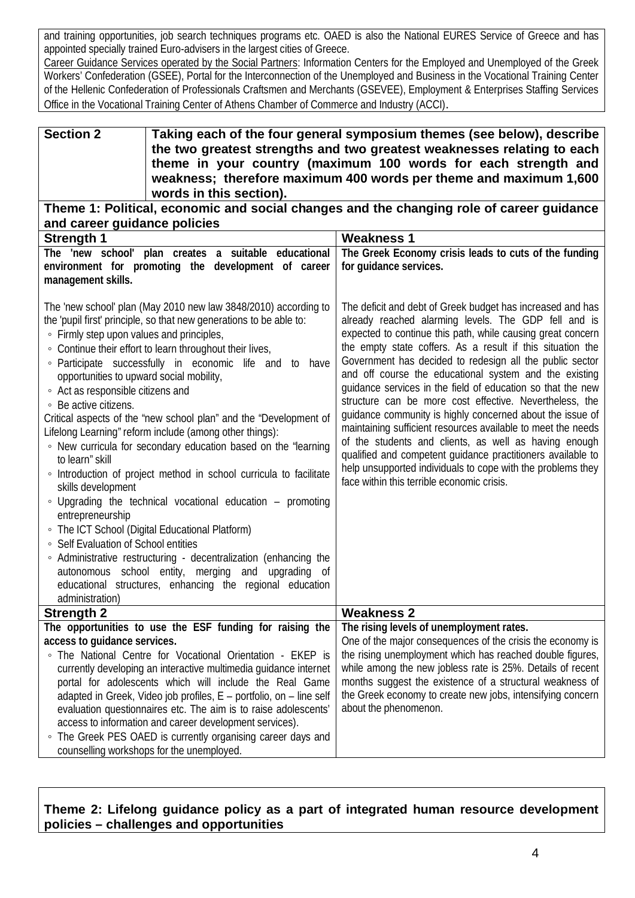and training opportunities, job search techniques programs etc. OAED is also the National EURES Service of Greece and has appointed specially trained Euro-advisers in the largest cities of Greece.

Career Guidance Services operated by the Social Partners: Information Centers for the Employed and Unemployed of the Greek Workers' Confederation (GSEE), Portal for the Interconnection of the Unemployed and Business in the Vocational Training Center of the Hellenic Confederation of Professionals Craftsmen and Merchants (GSEVEE), Employment & Enterprises Staffing Services Office in the Vocational Training Center of Athens Chamber of Commerce and Industry (ACCI).

| **Section 2** | **Taking each of the four general symposium themes (see below), describe the two greatest strengths and two greatest weaknesses relating to each theme in your country (maximum 100 words for each strength and weakness; therefore maximum 400 words per theme and maximum 1,600 words in this section).** |
|---|---|

**Theme 1: Political, economic and social changes and the changing role of career guidance and career guidance policies**

| **Strength 1** | **Weakness 1** |
|---|---|
| **The 'new school' plan creates a suitable educational environment for promoting the development of career management skills.**<br><br>The 'new school' plan (May 2010 new law 3848/2010) according to the 'pupil first' principle, so that new generations to be able to:<br>◦ Firmly step upon values and principles,<br>◦ Continue their effort to learn throughout their lives,<br>◦ Participate successfully in economic life and to have opportunities to upward social mobility,<br>◦ Act as responsible citizens and<br>◦ Be active citizens.<br>Critical aspects of the "new school plan" and the "Development of Lifelong Learning" reform include (among other things):<br>◦ New curricula for secondary education based on the "learning to learn" skill<br>◦ Introduction of project method in school curricula to facilitate skills development<br>◦ Upgrading the technical vocational education – promoting entrepreneurship<br>◦ The ICT School (Digital Educational Platform)<br>◦ Self Evaluation of School entities<br>◦ Administrative restructuring - decentralization (enhancing the autonomous school entity, merging and upgrading of educational structures, enhancing the regional education administration) | **The Greek Economy crisis leads to cuts of the funding for guidance services.**<br><br>The deficit and debt of Greek budget has increased and has already reached alarming levels. The GDP fell and is expected to continue this path, while causing great concern the empty state coffers. As a result if this situation the Government has decided to redesign all the public sector and off course the educational system and the existing guidance services in the field of education so that the new structure can be more cost effective. Nevertheless, the guidance community is highly concerned about the issue of maintaining sufficient resources available to meet the needs of the students and clients, as well as having enough qualified and competent guidance practitioners available to help unsupported individuals to cope with the problems they face within this terrible economic crisis. |
| **Strength 2** | **Weakness 2** |
| **The opportunities to use the ESF funding for raising the access to guidance services.**<br>◦ The National Centre for Vocational Orientation - EKEP is currently developing an interactive multimedia guidance internet portal for adolescents which will include the Real Game adapted in Greek, Video job profiles, E – portfolio, on – line self evaluation questionnaires etc. The aim is to raise adolescents' access to information and career development services).<br>◦ The Greek PES OAED is currently organising career days and counselling workshops for the unemployed. | **The rising levels of unemployment rates.**<br>One of the major consequences of the crisis the economy is the rising unemployment which has reached double figures, while among the new jobless rate is 25%. Details of recent months suggest the existence of a structural weakness of the Greek economy to create new jobs, intensifying concern about the phenomenon. |

**Theme 2: Lifelong guidance policy as a part of integrated human resource development policies – challenges and opportunities**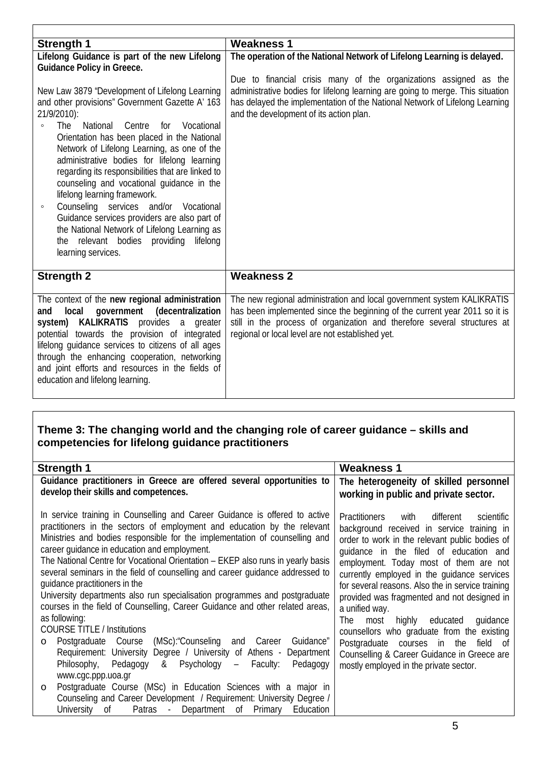| Strength 1 | Weakness 1 |
|---|---|
| **Lifelong Guidance is part of the new Lifelong Guidance Policy in Greece.**<br><br>New Law 3879 "Development of Lifelong Learning and other provisions" Government Gazette A' 163 21/9/2010):<br>◦ The National Centre for Vocational Orientation has been placed in the National Network of Lifelong Learning, as one of the administrative bodies for lifelong learning regarding its responsibilities that are linked to counseling and vocational guidance in the lifelong learning framework.<br>◦ Counseling services and/or Vocational Guidance services providers are also part of the National Network of Lifelong Learning as the relevant bodies providing lifelong learning services. | **The operation of the National Network of Lifelong Learning is delayed.**<br><br>Due to financial crisis many of the organizations assigned as the administrative bodies for lifelong learning are going to merge. This situation has delayed the implementation of the National Network of Lifelong Learning and the development of its action plan. |
| **Strength 2** | **Weakness 2** |
| The context of the **new regional administration and local government (decentralization system) KALIKRATIS** provides a greater potential towards the provision of integrated lifelong guidance services to citizens of all ages through the enhancing cooperation, networking and joint efforts and resources in the fields of education and lifelong learning. | The new regional administration and local government system KALIKRATIS has been implemented since the beginning of the current year 2011 so it is still in the process of organization and therefore several structures at regional or local level are not established yet. |

## Theme 3: The changing world and the changing role of career guidance – skills and competencies for lifelong guidance practitioners

| Strength 1 | Weakness 1 |
|---|---|
| **Guidance practitioners in Greece are offered several opportunities to develop their skills and competences.**<br><br>In service training in Counselling and Career Guidance is offered to active practitioners in the sectors of employment and education by the relevant Ministries and bodies responsible for the implementation of counselling and career guidance in education and employment.<br>The National Centre for Vocational Orientation – EKEP also runs in yearly basis several seminars in the field of counselling and career guidance addressed to guidance practitioners in the<br>University departments also run specialisation programmes and postgraduate courses in the field of Counselling, Career Guidance and other related areas, as following:<br>COURSE TITLE / Institutions<br>o Postgraduate Course (MSc):"Counseling and Career Guidance" Requirement: University Degree / University of Athens - Department Philosophy, Pedagogy & Psychology – Faculty: Pedagogy www.cgc.ppp.uoa.gr<br>o Postgraduate Course (MSc) in Education Sciences with a major in Counseling and Career Development / Requirement: University Degree / University of Patras - Department of Primary Education | **The heterogeneity of skilled personnel working in public and private sector.**<br><br>Practitioners with different scientific background received in service training in order to work in the relevant public bodies of guidance in the filed of education and employment. Today most of them are not currently employed in the guidance services for several reasons. Also the in service training provided was fragmented and not designed in a unified way.<br>The most highly educated guidance counsellors who graduate from the existing Postgraduate courses in the field of Counselling & Career Guidance in Greece are mostly employed in the private sector. |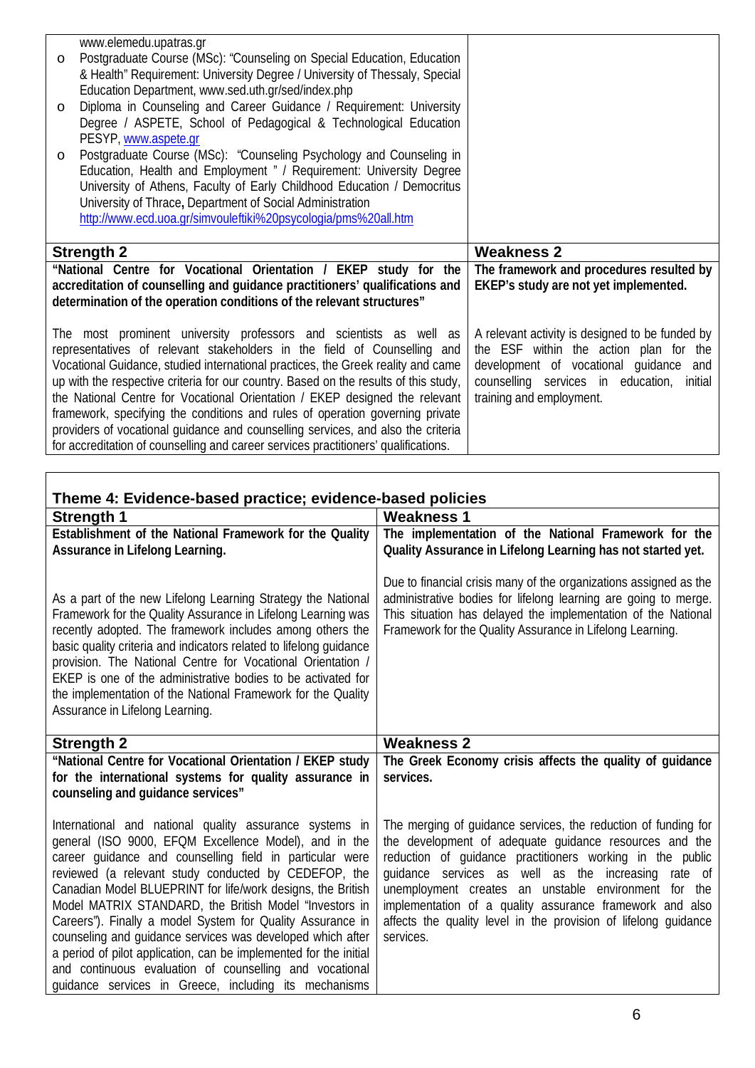| | |
|---|---|
| www.elemedu.upatras.gr<br>o Postgraduate Course (MSc): "Counseling on Special Education, Education & Health" Requirement: University Degree / University of Thessaly, Special Education Department, www.sed.uth.gr/sed/index.php<br>o Diploma in Counseling and Career Guidance / Requirement: University Degree / ASPETE, School of Pedagogical & Technological Education PESYP, www.aspete.gr<br>o Postgraduate Course (MSc): "Counseling Psychology and Counseling in Education, Health and Employment " / Requirement: University Degree University of Athens, Faculty of Early Childhood Education / Democritus University of Thrace, Department of Social Administration http://www.ecd.uoa.gr/simvouleftiki%20psycologia/pms%20all.htm | |
| **Strength 2** | **Weakness 2** |
| **"National Centre for Vocational Orientation / EKEP study for the accreditation of counselling and guidance practitioners' qualifications and determination of the operation conditions of the relevant structures"**<br><br>The most prominent university professors and scientists as well as representatives of relevant stakeholders in the field of Counselling and Vocational Guidance, studied international practices, the Greek reality and came up with the respective criteria for our country. Based on the results of this study, the National Centre for Vocational Orientation / EKEP designed the relevant framework, specifying the conditions and rules of operation governing private providers of vocational guidance and counselling services, and also the criteria for accreditation of counselling and career services practitioners' qualifications. | **The framework and procedures resulted by EKEP's study are not yet implemented.**<br><br>A relevant activity is designed to be funded by the ESF within the action plan for the development of vocational guidance and counselling services in education, initial training and employment. |

| Theme 4: Evidence-based practice; evidence-based policies | |
|---|---|
| **Strength 1** | **Weakness 1** |
| **Establishment of the National Framework for the Quality Assurance in Lifelong Learning.**<br><br>As a part of the new Lifelong Learning Strategy the National Framework for the Quality Assurance in Lifelong Learning was recently adopted. The framework includes among others the basic quality criteria and indicators related to lifelong guidance provision. The National Centre for Vocational Orientation / EKEP is one of the administrative bodies to be activated for the implementation of the National Framework for the Quality Assurance in Lifelong Learning. | **The implementation of the National Framework for the Quality Assurance in Lifelong Learning has not started yet.**<br><br>Due to financial crisis many of the organizations assigned as the administrative bodies for lifelong learning are going to merge. This situation has delayed the implementation of the National Framework for the Quality Assurance in Lifelong Learning. |
| **Strength 2** | **Weakness 2** |
| **"National Centre for Vocational Orientation / EKEP study for the international systems for quality assurance in counseling and guidance services"**<br><br>International and national quality assurance systems in general (ISO 9000, EFQM Excellence Model), and in the career guidance and counselling field in particular were reviewed (a relevant study conducted by CEDEFOP, the Canadian Model BLUEPRINT for life/work designs, the British Model MATRIX STANDARD, the British Model "Investors in Careers"). Finally a model System for Quality Assurance in counseling and guidance services was developed which after a period of pilot application, can be implemented for the initial and continuous evaluation of counselling and vocational guidance services in Greece, including its mechanisms | **The Greek Economy crisis affects the quality of guidance services.**<br><br>The merging of guidance services, the reduction of funding for the development of adequate guidance resources and the reduction of guidance practitioners working in the public guidance services as well as the increasing rate of unemployment creates an unstable environment for the implementation of a quality assurance framework and also affects the quality level in the provision of lifelong guidance services. |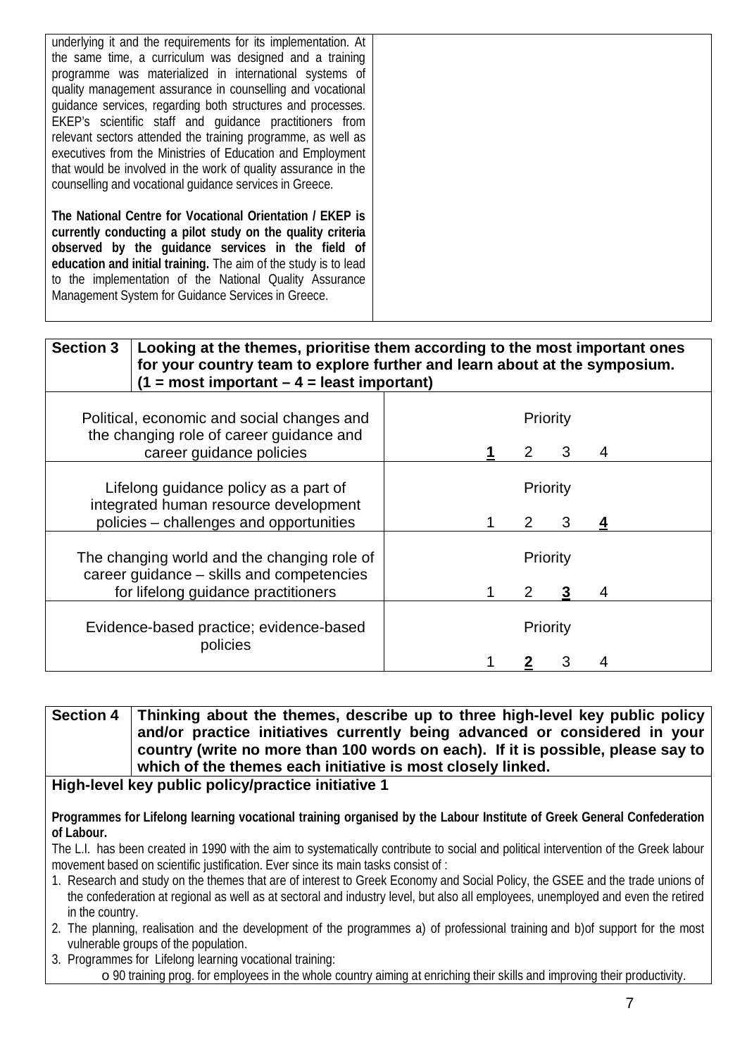underlying it and the requirements for its implementation. At the same time, a curriculum was designed and a training programme was materialized in international systems of quality management assurance in counselling and vocational guidance services, regarding both structures and processes. EKEP's scientific staff and guidance practitioners from relevant sectors attended the training programme, as well as executives from the Ministries of Education and Employment that would be involved in the work of quality assurance in the counselling and vocational guidance services in Greece.

**The National Centre for Vocational Orientation / EKEP is currently conducting a pilot study on the quality criteria observed by the guidance services in the field of education and initial training.** The aim of the study is to lead to the implementation of the National Quality Assurance Management System for Guidance Services in Greece.

| **Section 3** | **Looking at the themes, prioritise them according to the most important ones for your country team to explore further and learn about at the symposium. (1 = most important – 4 = least important)** |
|---|---|
| Political, economic and social changes and the changing role of career guidance and career guidance policies | Priority: **<u>1</u>** 2 3 4 |
| Lifelong guidance policy as a part of integrated human resource development policies – challenges and opportunities | Priority: 1 2 3 **<u>4</u>** |
| The changing world and the changing role of career guidance – skills and competencies for lifelong guidance practitioners | Priority: 1 2 **<u>3</u>** 4 |
| Evidence-based practice; evidence-based policies | Priority: 1 **<u>2</u>** 3 4 |

| **Section 4** | **Thinking about the themes, describe up to three high-level key public policy and/or practice initiatives currently being advanced or considered in your country (write no more than 100 words on each). If it is possible, please say to which of the themes each initiative is most closely linked.** |
|---|---|

**High-level key public policy/practice initiative 1**

**Programmes for Lifelong learning vocational training organised by the Labour Institute of Greek General Confederation of Labour.**

The L.I. has been created in 1990 with the aim to systematically contribute to social and political intervention of the Greek labour movement based on scientific justification. Ever since its main tasks consist of :

1. Research and study on the themes that are of interest to Greek Economy and Social Policy, the GSEE and the trade unions of the confederation at regional as well as at sectoral and industry level, but also all employees, unemployed and even the retired in the country.
2. The planning, realisation and the development of the programmes a) of professional training and b)of support for the most vulnerable groups of the population.
3. Programmes for Lifelong learning vocational training:
   - 90 training prog. for employees in the whole country aiming at enriching their skills and improving their productivity.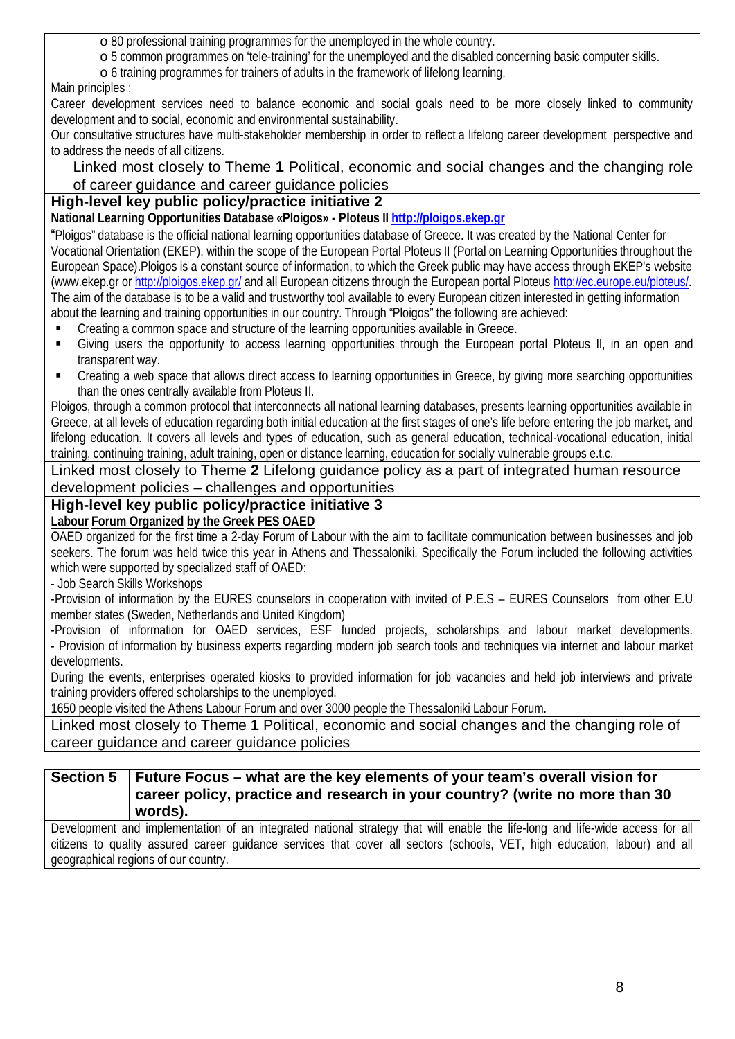- 80 professional training programmes for the unemployed in the whole country.
- 5 common programmes on 'tele-training' for the unemployed and the disabled concerning basic computer skills.
- 6 training programmes for trainers of adults in the framework of lifelong learning.

Main principles :

Career development services need to balance economic and social goals need to be more closely linked to community development and to social, economic and environmental sustainability.

Our consultative structures have multi-stakeholder membership in order to reflect a lifelong career development perspective and to address the needs of all citizens.

Linked most closely to Theme **1** Political, economic and social changes and the changing role of career guidance and career guidance policies

### High-level key public policy/practice initiative 2

**National Learning Opportunities Database «Ploigos» - Ploteus II http://ploigos.ekep.gr**

"Ploigos" database is the official national learning opportunities database of Greece. It was created by the National Center for Vocational Orientation (EKEP), within the scope of the European Portal Ploteus II (Portal on Learning Opportunities throughout the European Space).Ploigos is a constant source of information, to which the Greek public may have access through EKEP's website (www.ekep.gr or http://ploigos.ekep.gr/ and all European citizens through the European portal Ploteus http://ec.europe.eu/ploteus/. The aim of the database is to be a valid and trustworthy tool available to every European citizen interested in getting information about the learning and training opportunities in our country. Through "Ploigos" the following are achieved:

- Creating a common space and structure of the learning opportunities available in Greece.
- Giving users the opportunity to access learning opportunities through the European portal Ploteus II, in an open and transparent way.
- Creating a web space that allows direct access to learning opportunities in Greece, by giving more searching opportunities than the ones centrally available from Ploteus II.

Ploigos, through a common protocol that interconnects all national learning databases, presents learning opportunities available in Greece, at all levels of education regarding both initial education at the first stages of one's life before entering the job market, and lifelong education. It covers all levels and types of education, such as general education, technical-vocational education, initial training, continuing training, adult training, open or distance learning, education for socially vulnerable groups e.t.c.

Linked most closely to Theme **2** Lifelong guidance policy as a part of integrated human resource development policies – challenges and opportunities

### High-level key public policy/practice initiative 3

**Labour Forum Organized by the Greek PES OAED**

OAED organized for the first time a 2-day Forum of Labour with the aim to facilitate communication between businesses and job seekers. The forum was held twice this year in Athens and Thessaloniki. Specifically the Forum included the following activities which were supported by specialized staff of OAED:

- Job Search Skills Workshops

-Provision of information by the EURES counselors in cooperation with invited of P.E.S – EURES Counselors from other E.U member states (Sweden, Netherlands and United Kingdom)

-Provision of information for OAED services, ESF funded projects, scholarships and labour market developments.

- Provision of information by business experts regarding modern job search tools and techniques via internet and labour market developments.

During the events, enterprises operated kiosks to provided information for job vacancies and held job interviews and private training providers offered scholarships to the unemployed.

1650 people visited the Athens Labour Forum and over 3000 people the Thessaloniki Labour Forum.

Linked most closely to Theme **1** Political, economic and social changes and the changing role of career guidance and career guidance policies

## Section 5 | Future Focus – what are the key elements of your team's overall vision for career policy, practice and research in your country? (write no more than 30 words).

Development and implementation of an integrated national strategy that will enable the life-long and life-wide access for all citizens to quality assured career guidance services that cover all sectors (schools, VET, high education, labour) and all geographical regions of our country.